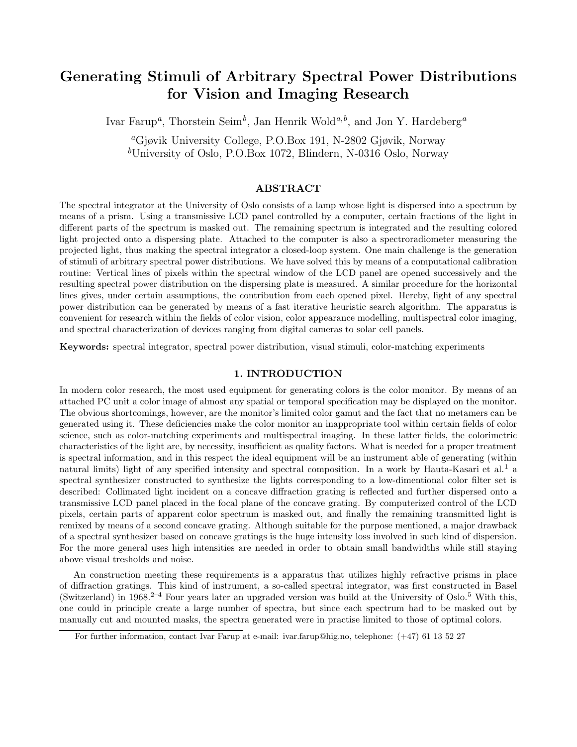# Generating Stimuli of Arbitrary Spectral Power Distributions for Vision and Imaging Research

Ivar Farup[a], Thorstein Seim[b], Jan Henrik Wold[a,b], and Jon Y. Hardeberg[a]

[a]Gjøvik University College, P.O.Box 191, N-2802 Gjøvik, Norway
[b]University of Oslo, P.O.Box 1072, Blindern, N-0316 Oslo, Norway

## ABSTRACT

The spectral integrator at the University of Oslo consists of a lamp whose light is dispersed into a spectrum by means of a prism. Using a transmissive LCD panel controlled by a computer, certain fractions of the light in different parts of the spectrum is masked out. The remaining spectrum is integrated and the resulting colored light projected onto a dispersing plate. Attached to the computer is also a spectroradiometer measuring the projected light, thus making the spectral integrator a closed-loop system. One main challenge is the generation of stimuli of arbitrary spectral power distributions. We have solved this by means of a computational calibration routine: Vertical lines of pixels within the spectral window of the LCD panel are opened successively and the resulting spectral power distribution on the dispersing plate is measured. A similar procedure for the horizontal lines gives, under certain assumptions, the contribution from each opened pixel. Hereby, light of any spectral power distribution can be generated by means of a fast iterative heuristic search algorithm. The apparatus is convenient for research within the fields of color vision, color appearance modelling, multispectral color imaging, and spectral characterization of devices ranging from digital cameras to solar cell panels.

**Keywords:** spectral integrator, spectral power distribution, visual stimuli, color-matching experiments

## 1. INTRODUCTION

In modern color research, the most used equipment for generating colors is the color monitor. By means of an attached PC unit a color image of almost any spatial or temporal specification may be displayed on the monitor. The obvious shortcomings, however, are the monitor's limited color gamut and the fact that no metamers can be generated using it. These deficiencies make the color monitor an inappropriate tool within certain fields of color science, such as color-matching experiments and multispectral imaging. In these latter fields, the colorimetric characteristics of the light are, by necessity, insufficient as quality factors. What is needed for a proper treatment is spectral information, and in this respect the ideal equipment will be an instrument able of generating (within natural limits) light of any specified intensity and spectral composition. In a work by Hauta-Kasari et al.[1] a spectral synthesizer constructed to synthesize the lights corresponding to a low-dimentional color filter set is described: Collimated light incident on a concave diffraction grating is reflected and further dispersed onto a transmissive LCD panel placed in the focal plane of the concave grating. By computerized control of the LCD pixels, certain parts of apparent color spectrum is masked out, and finally the remaining transmitted light is remixed by means of a second concave grating. Although suitable for the purpose mentioned, a major drawback of a spectral synthesizer based on concave gratings is the huge intensity loss involved in such kind of dispersion. For the more general uses high intensities are needed in order to obtain small bandwidths while still staying above visual tresholds and noise.

An construction meeting these requirements is a apparatus that utilizes highly refractive prisms in place of diffraction gratings. This kind of instrument, a so-called spectral integrator, was first constructed in Basel (Switzerland) in 1968.[2–4] Four years later an upgraded version was build at the University of Oslo.[5] With this, one could in principle create a large number of spectra, but since each spectrum had to be masked out by manually cut and mounted masks, the spectra generated were in practise limited to those of optimal colors.

For further information, contact Ivar Farup at e-mail: ivar.farup@hig.no, telephone: (+47) 61 13 52 27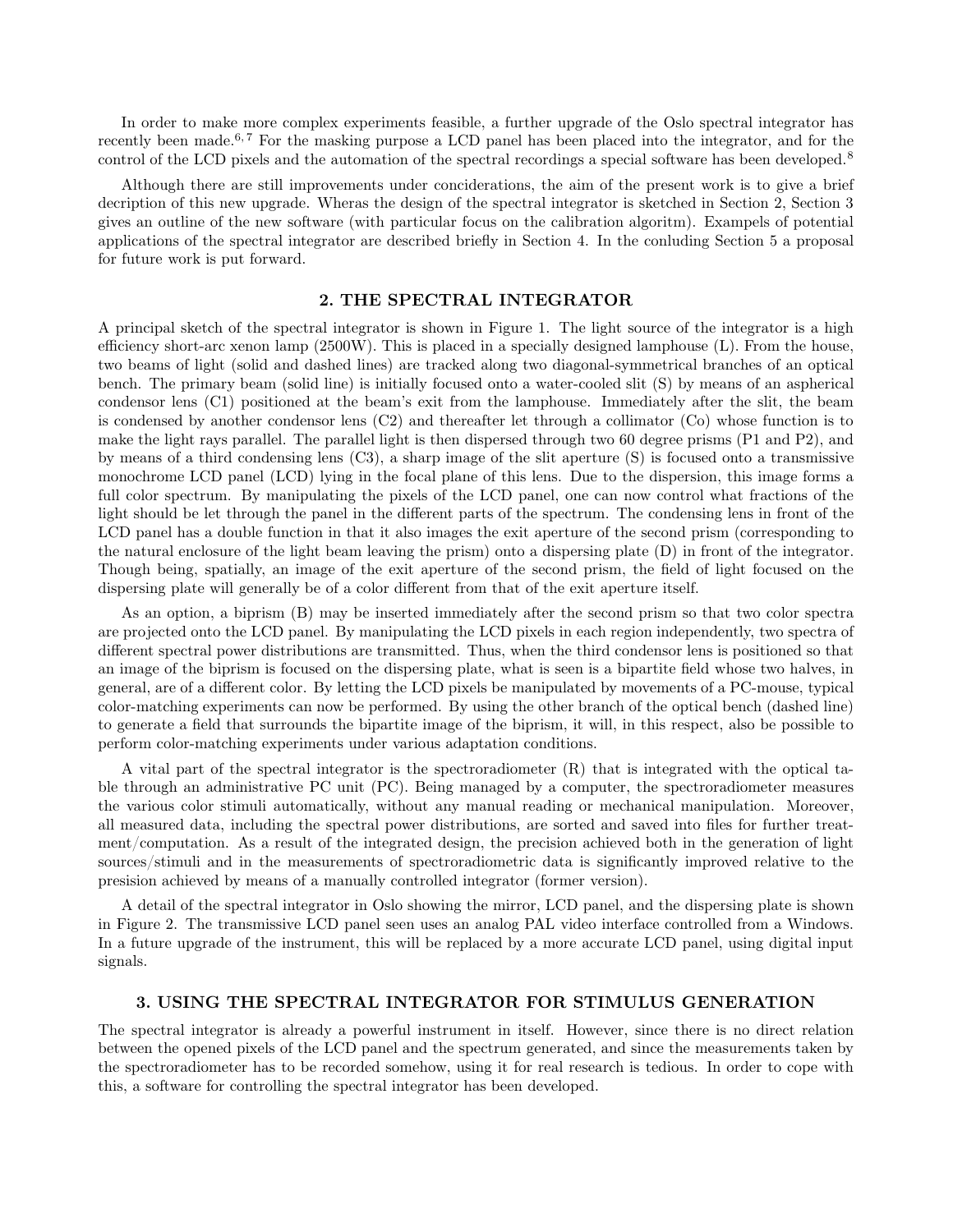In order to make more complex experiments feasible, a further upgrade of the Oslo spectral integrator has recently been made.[6,7] For the masking purpose a LCD panel has been placed into the integrator, and for the control of the LCD pixels and the automation of the spectral recordings a special software has been developed.[8]

Although there are still improvements under conciderations, the aim of the present work is to give a brief decription of this new upgrade. Wheras the design of the spectral integrator is sketched in Section 2, Section 3 gives an outline of the new software (with particular focus on the calibration algoritm). Exampels of potential applications of the spectral integrator are described briefly in Section 4. In the conluding Section 5 a proposal for future work is put forward.

## 2. THE SPECTRAL INTEGRATOR

A principal sketch of the spectral integrator is shown in Figure 1. The light source of the integrator is a high efficiency short-arc xenon lamp (2500W). This is placed in a specially designed lamphouse (L). From the house, two beams of light (solid and dashed lines) are tracked along two diagonal-symmetrical branches of an optical bench. The primary beam (solid line) is initially focused onto a water-cooled slit (S) by means of an aspherical condensor lens (C1) positioned at the beam's exit from the lamphouse. Immediately after the slit, the beam is condensed by another condensor lens (C2) and thereafter let through a collimator (Co) whose function is to make the light rays parallel. The parallel light is then dispersed through two 60 degree prisms (P1 and P2), and by means of a third condensing lens (C3), a sharp image of the slit aperture (S) is focused onto a transmissive monochrome LCD panel (LCD) lying in the focal plane of this lens. Due to the dispersion, this image forms a full color spectrum. By manipulating the pixels of the LCD panel, one can now control what fractions of the light should be let through the panel in the different parts of the spectrum. The condensing lens in front of the LCD panel has a double function in that it also images the exit aperture of the second prism (corresponding to the natural enclosure of the light beam leaving the prism) onto a dispersing plate (D) in front of the integrator. Though being, spatially, an image of the exit aperture of the second prism, the field of light focused on the dispersing plate will generally be of a color different from that of the exit aperture itself.

As an option, a biprism (B) may be inserted immediately after the second prism so that two color spectra are projected onto the LCD panel. By manipulating the LCD pixels in each region independently, two spectra of different spectral power distributions are transmitted. Thus, when the third condensor lens is positioned so that an image of the biprism is focused on the dispersing plate, what is seen is a bipartite field whose two halves, in general, are of a different color. By letting the LCD pixels be manipulated by movements of a PC-mouse, typical color-matching experiments can now be performed. By using the other branch of the optical bench (dashed line) to generate a field that surrounds the bipartite image of the biprism, it will, in this respect, also be possible to perform color-matching experiments under various adaptation conditions.

A vital part of the spectral integrator is the spectroradiometer (R) that is integrated with the optical table through an administrative PC unit (PC). Being managed by a computer, the spectroradiometer measures the various color stimuli automatically, without any manual reading or mechanical manipulation. Moreover, all measured data, including the spectral power distributions, are sorted and saved into files for further treatment/computation. As a result of the integrated design, the precision achieved both in the generation of light sources/stimuli and in the measurements of spectroradiometric data is significantly improved relative to the presision achieved by means of a manually controlled integrator (former version).

A detail of the spectral integrator in Oslo showing the mirror, LCD panel, and the dispersing plate is shown in Figure 2. The transmissive LCD panel seen uses an analog PAL video interface controlled from a Windows. In a future upgrade of the instrument, this will be replaced by a more accurate LCD panel, using digital input signals.

## 3. USING THE SPECTRAL INTEGRATOR FOR STIMULUS GENERATION

The spectral integrator is already a powerful instrument in itself. However, since there is no direct relation between the opened pixels of the LCD panel and the spectrum generated, and since the measurements taken by the spectroradiometer has to be recorded somehow, using it for real research is tedious. In order to cope with this, a software for controlling the spectral integrator has been developed.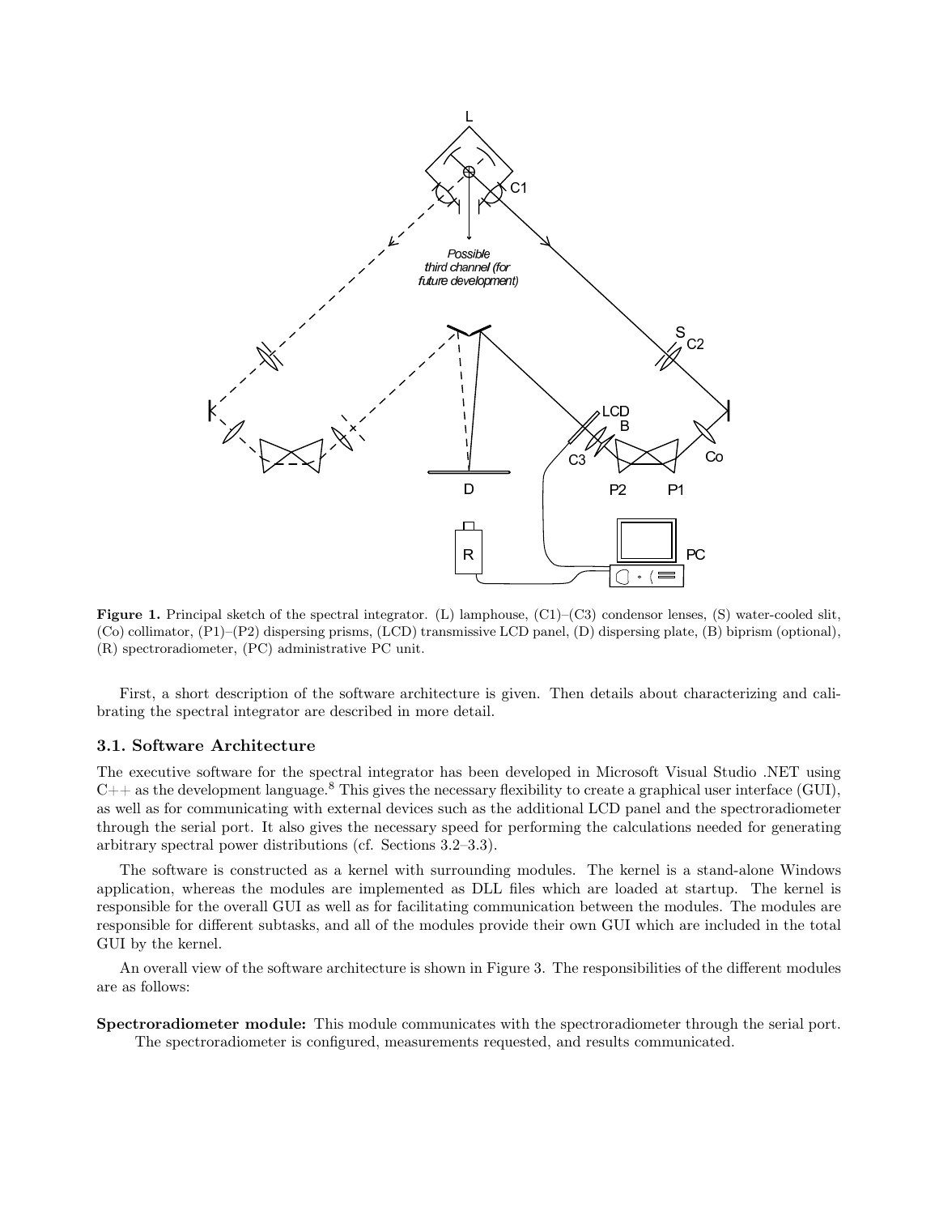**Figure 1.** Principal sketch of the spectral integrator. (L) lamphouse, (C1)–(C3) condensor lenses, (S) water-cooled slit, (Co) collimator, (P1)–(P2) dispersing prisms, (LCD) transmissive LCD panel, (D) dispersing plate, (B) biprism (optional), (R) spectroradiometer, (PC) administrative PC unit.

First, a short description of the software architecture is given. Then details about characterizing and calibrating the spectral integrator are described in more detail.

### 3.1. Software Architecture

The executive software for the spectral integrator has been developed in Microsoft Visual Studio .NET using C++ as the development language.[8] This gives the necessary flexibility to create a graphical user interface (GUI), as well as for communicating with external devices such as the additional LCD panel and the spectroradiometer through the serial port. It also gives the necessary speed for performing the calculations needed for generating arbitrary spectral power distributions (cf. Sections 3.2–3.3).

The software is constructed as a kernel with surrounding modules. The kernel is a stand-alone Windows application, whereas the modules are implemented as DLL files which are loaded at startup. The kernel is responsible for the overall GUI as well as for facilitating communication between the modules. The modules are responsible for different subtasks, and all of the modules provide their own GUI which are included in the total GUI by the kernel.

An overall view of the software architecture is shown in Figure 3. The responsibilities of the different modules are as follows:

**Spectroradiometer module:** This module communicates with the spectroradiometer through the serial port. The spectroradiometer is configured, measurements requested, and results communicated.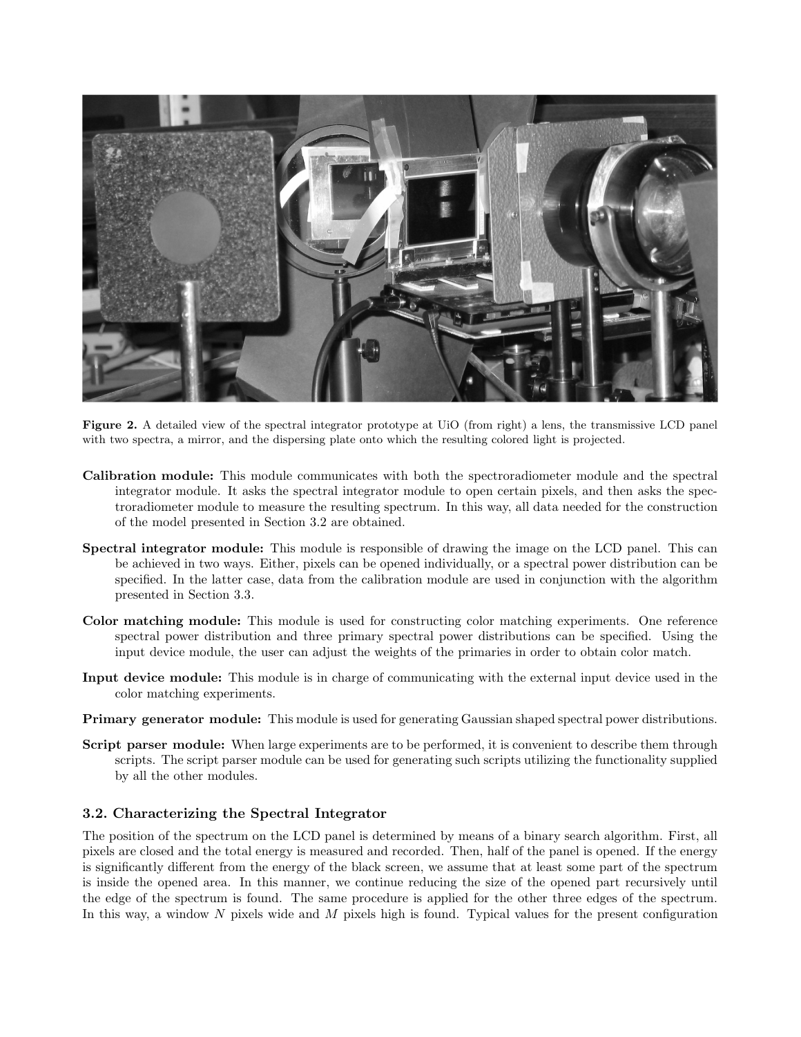**Figure 2.** A detailed view of the spectral integrator prototype at UiO (from right) a lens, the transmissive LCD panel with two spectra, a mirror, and the dispersing plate onto which the resulting colored light is projected.

**Calibration module:** This module communicates with both the spectroradiometer module and the spectral integrator module. It asks the spectral integrator module to open certain pixels, and then asks the spectroradiometer module to measure the resulting spectrum. In this way, all data needed for the construction of the model presented in Section 3.2 are obtained.

**Spectral integrator module:** This module is responsible of drawing the image on the LCD panel. This can be achieved in two ways. Either, pixels can be opened individually, or a spectral power distribution can be specified. In the latter case, data from the calibration module are used in conjunction with the algorithm presented in Section 3.3.

**Color matching module:** This module is used for constructing color matching experiments. One reference spectral power distribution and three primary spectral power distributions can be specified. Using the input device module, the user can adjust the weights of the primaries in order to obtain color match.

**Input device module:** This module is in charge of communicating with the external input device used in the color matching experiments.

**Primary generator module:** This module is used for generating Gaussian shaped spectral power distributions.

**Script parser module:** When large experiments are to be performed, it is convenient to describe them through scripts. The script parser module can be used for generating such scripts utilizing the functionality supplied by all the other modules.

### 3.2. Characterizing the Spectral Integrator

The position of the spectrum on the LCD panel is determined by means of a binary search algorithm. First, all pixels are closed and the total energy is measured and recorded. Then, half of the panel is opened. If the energy is significantly different from the energy of the black screen, we assume that at least some part of the spectrum is inside the opened area. In this manner, we continue reducing the size of the opened part recursively until the edge of the spectrum is found. The same procedure is applied for the other three edges of the spectrum. In this way, a window $N$ pixels wide and $M$ pixels high is found. Typical values for the present configuration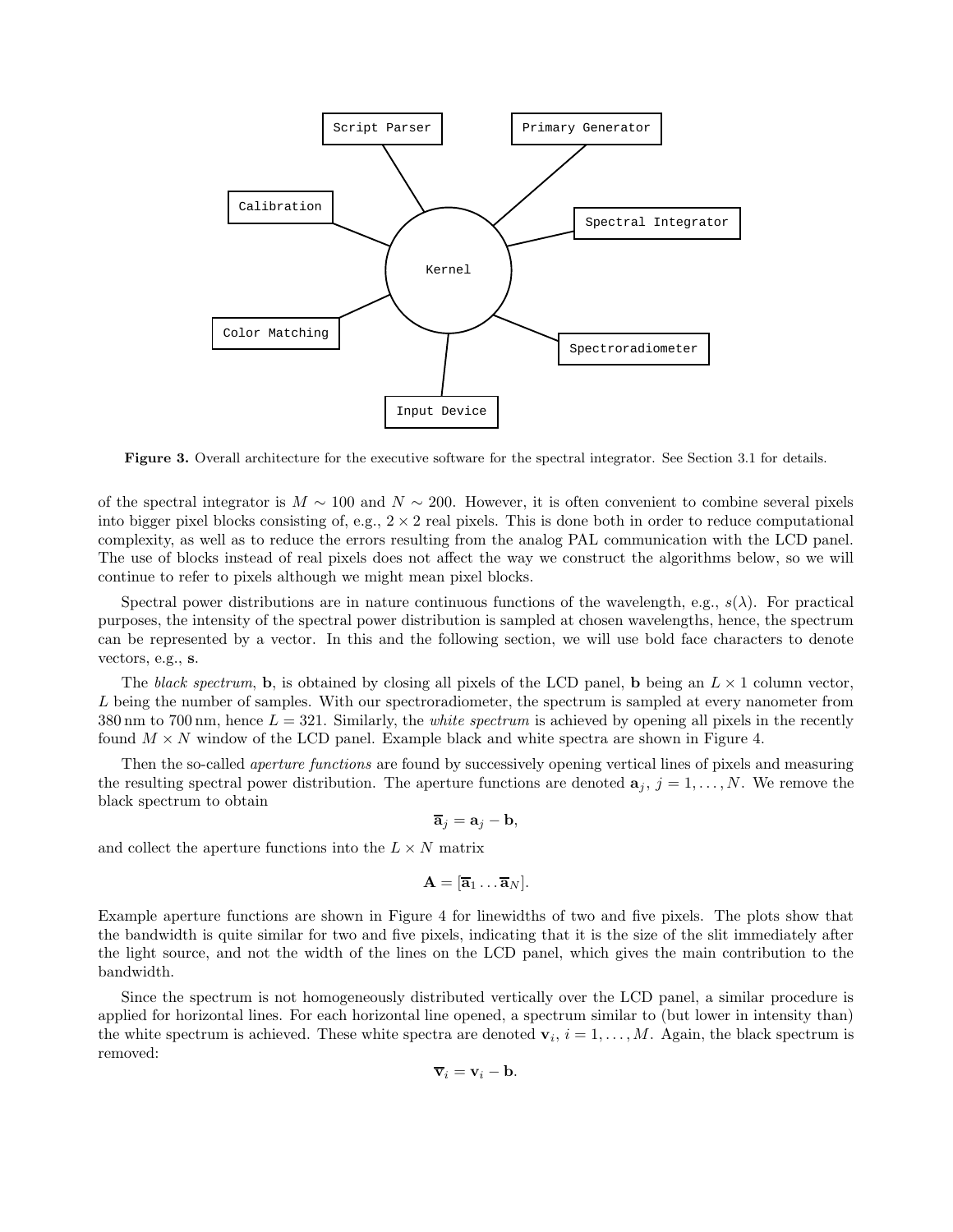**Figure 3.** Overall architecture for the executive software for the spectral integrator. See Section 3.1 for details.

of the spectral integrator is $M \sim 100$ and $N \sim 200$. However, it is often convenient to combine several pixels into bigger pixel blocks consisting of, e.g., $2 \times 2$ real pixels. This is done both in order to reduce computational complexity, as well as to reduce the errors resulting from the analog PAL communication with the LCD panel. The use of blocks instead of real pixels does not affect the way we construct the algorithms below, so we will continue to refer to pixels although we might mean pixel blocks.

Spectral power distributions are in nature continuous functions of the wavelength, e.g., $s(\lambda)$. For practical purposes, the intensity of the spectral power distribution is sampled at chosen wavelengths, hence, the spectrum can be represented by a vector. In this and the following section, we will use bold face characters to denote vectors, e.g., $\mathbf{s}$.

The *black spectrum*, $\mathbf{b}$, is obtained by closing all pixels of the LCD panel, $\mathbf{b}$ being an $L \times 1$ column vector, $L$ being the number of samples. With our spectroradiometer, the spectrum is sampled at every nanometer from 380 nm to 700 nm, hence $L = 321$. Similarly, the *white spectrum* is achieved by opening all pixels in the recently found $M \times N$ window of the LCD panel. Example black and white spectra are shown in Figure 4.

Then the so-called *aperture functions* are found by successively opening vertical lines of pixels and measuring the resulting spectral power distribution. The aperture functions are denoted $\mathbf{a}_j$, $j = 1, \ldots, N$. We remove the black spectrum to obtain

$$\overline{\mathbf{a}}_j = \mathbf{a}_j - \mathbf{b},$$

and collect the aperture functions into the $L \times N$ matrix

$$\mathbf{A} = [\overline{\mathbf{a}}_1 \ldots \overline{\mathbf{a}}_N].$$

Example aperture functions are shown in Figure 4 for linewidths of two and five pixels. The plots show that the bandwidth is quite similar for two and five pixels, indicating that it is the size of the slit immediately after the light source, and not the width of the lines on the LCD panel, which gives the main contribution to the bandwidth.

Since the spectrum is not homogeneously distributed vertically over the LCD panel, a similar procedure is applied for horizontal lines. For each horizontal line opened, a spectrum similar to (but lower in intensity than) the white spectrum is achieved. These white spectra are denoted $\mathbf{v}_i$, $i = 1, \ldots, M$. Again, the black spectrum is removed:

$$\overline{\mathbf{v}}_i = \mathbf{v}_i - \mathbf{b}.$$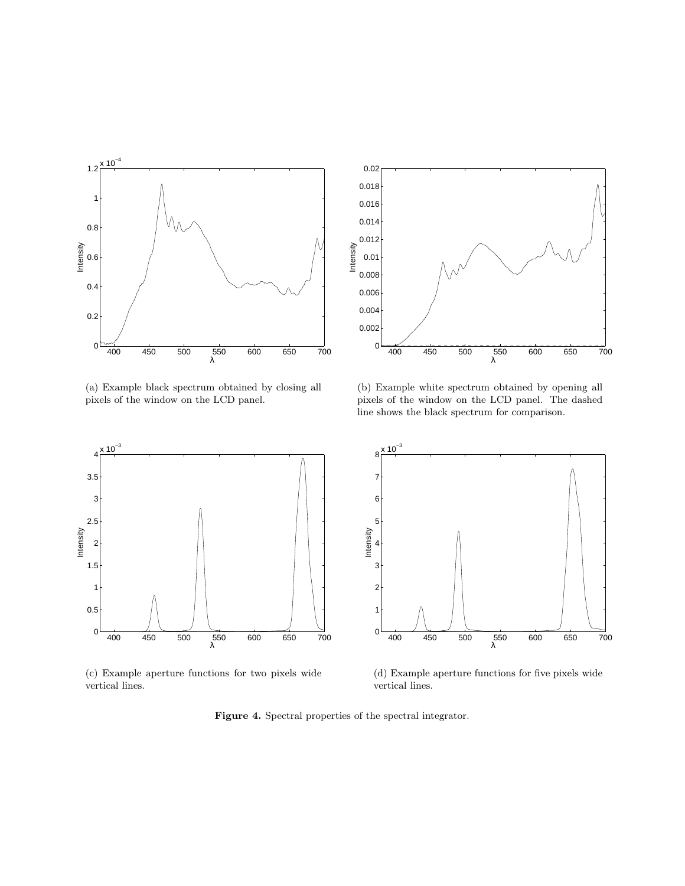(a) Example black spectrum obtained by closing all pixels of the window on the LCD panel.

(b) Example white spectrum obtained by opening all pixels of the window on the LCD panel. The dashed line shows the black spectrum for comparison.

(c) Example aperture functions for two pixels wide vertical lines.

(d) Example aperture functions for five pixels wide vertical lines.

**Figure 4.** Spectral properties of the spectral integrator.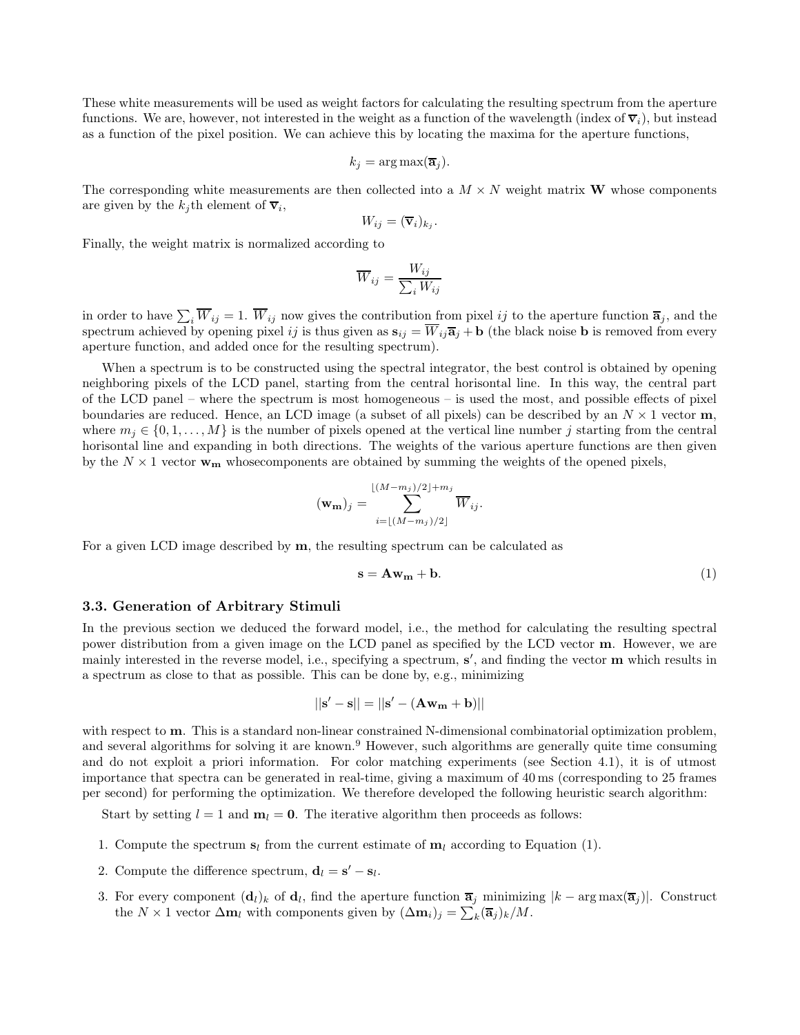These white measurements will be used as weight factors for calculating the resulting spectrum from the aperture functions. We are, however, not interested in the weight as a function of the wavelength (index of $\overline{\mathbf{v}}_i$), but instead as a function of the pixel position. We can achieve this by locating the maxima for the aperture functions,

$$k_j = \arg\max(\overline{\mathbf{a}}_j).$$

The corresponding white measurements are then collected into a $M \times N$ weight matrix $\mathbf{W}$ whose components are given by the $k_j$th element of $\overline{\mathbf{v}}_i$,

$$W_{ij} = (\overline{\mathbf{v}}_i)_{k_j}.$$

Finally, the weight matrix is normalized according to

$$\overline{W}_{ij} = \frac{W_{ij}}{\sum_i W_{ij}}$$

in order to have $\sum_i \overline{W}_{ij} = 1$. $\overline{W}_{ij}$ now gives the contribution from pixel $ij$ to the aperture function $\overline{\mathbf{a}}_j$, and the spectrum achieved by opening pixel $ij$ is thus given as $\mathbf{s}_{ij} = \overline{W}_{ij}\overline{\mathbf{a}}_j + \mathbf{b}$ (the black noise $\mathbf{b}$ is removed from every aperture function, and added once for the resulting spectrum).

When a spectrum is to be constructed using the spectral integrator, the best control is obtained by opening neighboring pixels of the LCD panel, starting from the central horisontal line. In this way, the central part of the LCD panel – where the spectrum is most homogeneous – is used the most, and possible effects of pixel boundaries are reduced. Hence, an LCD image (a subset of all pixels) can be described by an $N \times 1$ vector $\mathbf{m}$, where $m_j \in \{0, 1, \ldots, M\}$ is the number of pixels opened at the vertical line number $j$ starting from the central horisontal line and expanding in both directions. The weights of the various aperture functions are then given by the $N \times 1$ vector $\mathbf{w_m}$ whosecomponents are obtained by summing the weights of the opened pixels,

$$(\mathbf{w_m})_j = \sum_{i=\lfloor (M-m_j)/2 \rfloor}^{\lfloor (M-m_j)/2 \rfloor + m_j} \overline{W}_{ij}.$$

For a given LCD image described by $\mathbf{m}$, the resulting spectrum can be calculated as

$$\mathbf{s} = \mathbf{A}\mathbf{w_m} + \mathbf{b}. \tag{1}$$

### 3.3. Generation of Arbitrary Stimuli

In the previous section we deduced the forward model, i.e., the method for calculating the resulting spectral power distribution from a given image on the LCD panel as specified by the LCD vector $\mathbf{m}$. However, we are mainly interested in the reverse model, i.e., specifying a spectrum, $\mathbf{s}'$, and finding the vector $\mathbf{m}$ which results in a spectrum as close to that as possible. This can be done by, e.g., minimizing

$$||\mathbf{s}' - \mathbf{s}|| = ||\mathbf{s}' - (\mathbf{A}\mathbf{w_m} + \mathbf{b})||$$

with respect to $\mathbf{m}$. This is a standard non-linear constrained N-dimensional combinatorial optimization problem, and several algorithms for solving it are known.[9] However, such algorithms are generally quite time consuming and do not exploit a priori information. For color matching experiments (see Section 4.1), it is of utmost importance that spectra can be generated in real-time, giving a maximum of 40 ms (corresponding to 25 frames per second) for performing the optimization. We therefore developed the following heuristic search algorithm:

Start by setting $l = 1$ and $\mathbf{m}_l = \mathbf{0}$. The iterative algorithm then proceeds as follows:

1. Compute the spectrum $\mathbf{s}_l$ from the current estimate of $\mathbf{m}_l$ according to Equation (1).
2. Compute the difference spectrum, $\mathbf{d}_l = \mathbf{s}' - \mathbf{s}_l$.
3. For every component $(\mathbf{d}_l)_k$ of $\mathbf{d}_l$, find the aperture function $\overline{\mathbf{a}}_j$ minimizing $|k - \arg\max(\overline{\mathbf{a}}_j)|$. Construct the $N \times 1$ vector $\Delta\mathbf{m}_l$ with components given by $(\Delta\mathbf{m}_i)_j = \sum_k (\overline{\mathbf{a}}_j)_k / M$.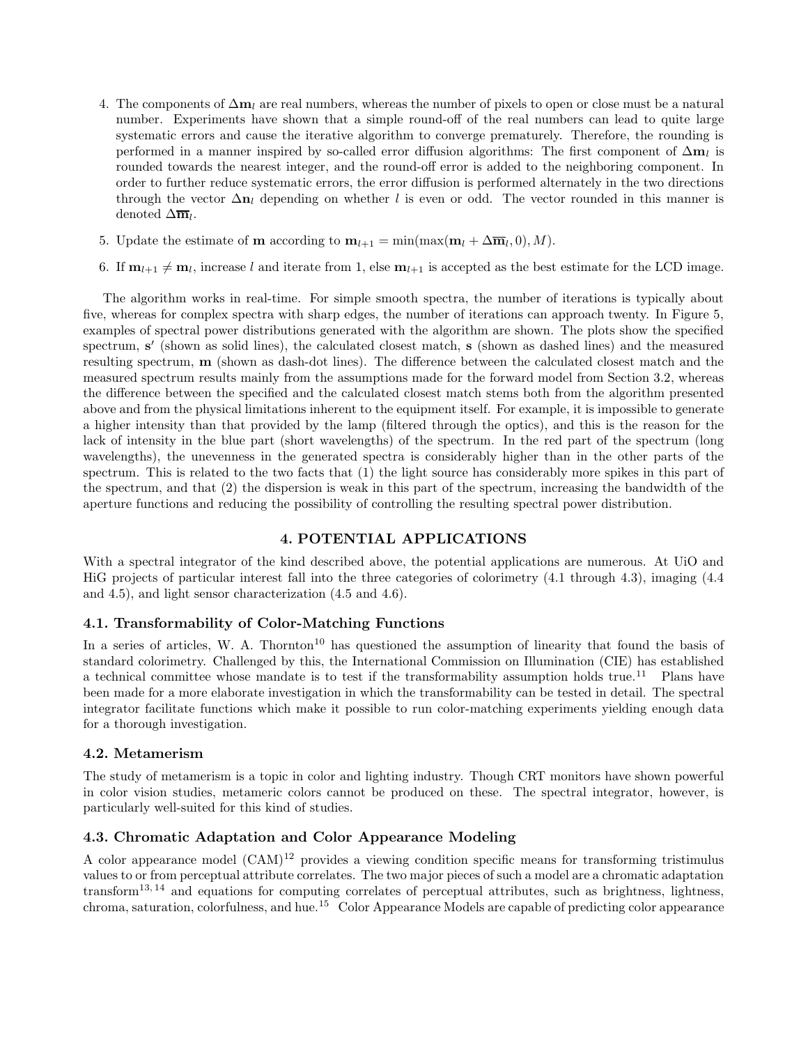4. The components of $\Delta\mathbf{m}_l$ are real numbers, whereas the number of pixels to open or close must be a natural number. Experiments have shown that a simple round-off of the real numbers can lead to quite large systematic errors and cause the iterative algorithm to converge prematurely. Therefore, the rounding is performed in a manner inspired by so-called error diffusion algorithms: The first component of $\Delta\mathbf{m}_l$ is rounded towards the nearest integer, and the round-off error is added to the neighboring component. In order to further reduce systematic errors, the error diffusion is performed alternately in the two directions through the vector $\Delta\mathbf{n}_l$ depending on whether $l$ is even or odd. The vector rounded in this manner is denoted $\Delta\overline{\mathbf{m}}_l$.

5. Update the estimate of $\mathbf{m}$ according to $\mathbf{m}_{l+1} = \min(\max(\mathbf{m}_l + \Delta\overline{\mathbf{m}}_l, 0), M)$.

6. If $\mathbf{m}_{l+1} \neq \mathbf{m}_l$, increase $l$ and iterate from 1, else $\mathbf{m}_{l+1}$ is accepted as the best estimate for the LCD image.

The algorithm works in real-time. For simple smooth spectra, the number of iterations is typically about five, whereas for complex spectra with sharp edges, the number of iterations can approach twenty. In Figure 5, examples of spectral power distributions generated with the algorithm are shown. The plots show the specified spectrum, $\mathbf{s}'$ (shown as solid lines), the calculated closest match, $\mathbf{s}$ (shown as dashed lines) and the measured resulting spectrum, $\mathbf{m}$ (shown as dash-dot lines). The difference between the calculated closest match and the measured spectrum results mainly from the assumptions made for the forward model from Section 3.2, whereas the difference between the specified and the calculated closest match stems both from the algorithm presented above and from the physical limitations inherent to the equipment itself. For example, it is impossible to generate a higher intensity than that provided by the lamp (filtered through the optics), and this is the reason for the lack of intensity in the blue part (short wavelengths) of the spectrum. In the red part of the spectrum (long wavelengths), the unevenness in the generated spectra is considerably higher than in the other parts of the spectrum. This is related to the two facts that (1) the light source has considerably more spikes in this part of the spectrum, and that (2) the dispersion is weak in this part of the spectrum, increasing the bandwidth of the aperture functions and reducing the possibility of controlling the resulting spectral power distribution.

## 4. POTENTIAL APPLICATIONS

With a spectral integrator of the kind described above, the potential applications are numerous. At UiO and HiG projects of particular interest fall into the three categories of colorimetry (4.1 through 4.3), imaging (4.4 and 4.5), and light sensor characterization (4.5 and 4.6).

### 4.1. Transformability of Color-Matching Functions

In a series of articles, W. A. Thornton[10] has questioned the assumption of linearity that found the basis of standard colorimetry. Challenged by this, the International Commission on Illumination (CIE) has established a technical committee whose mandate is to test if the transformability assumption holds true.[11] Plans have been made for a more elaborate investigation in which the transformability can be tested in detail. The spectral integrator facilitate functions which make it possible to run color-matching experiments yielding enough data for a thorough investigation.

### 4.2. Metamerism

The study of metamerism is a topic in color and lighting industry. Though CRT monitors have shown powerful in color vision studies, metameric colors cannot be produced on these. The spectral integrator, however, is particularly well-suited for this kind of studies.

### 4.3. Chromatic Adaptation and Color Appearance Modeling

A color appearance model (CAM)[12] provides a viewing condition specific means for transforming tristimulus values to or from perceptual attribute correlates. The two major pieces of such a model are a chromatic adaptation transform[13,14] and equations for computing correlates of perceptual attributes, such as brightness, lightness, chroma, saturation, colorfulness, and hue.[15] Color Appearance Models are capable of predicting color appearance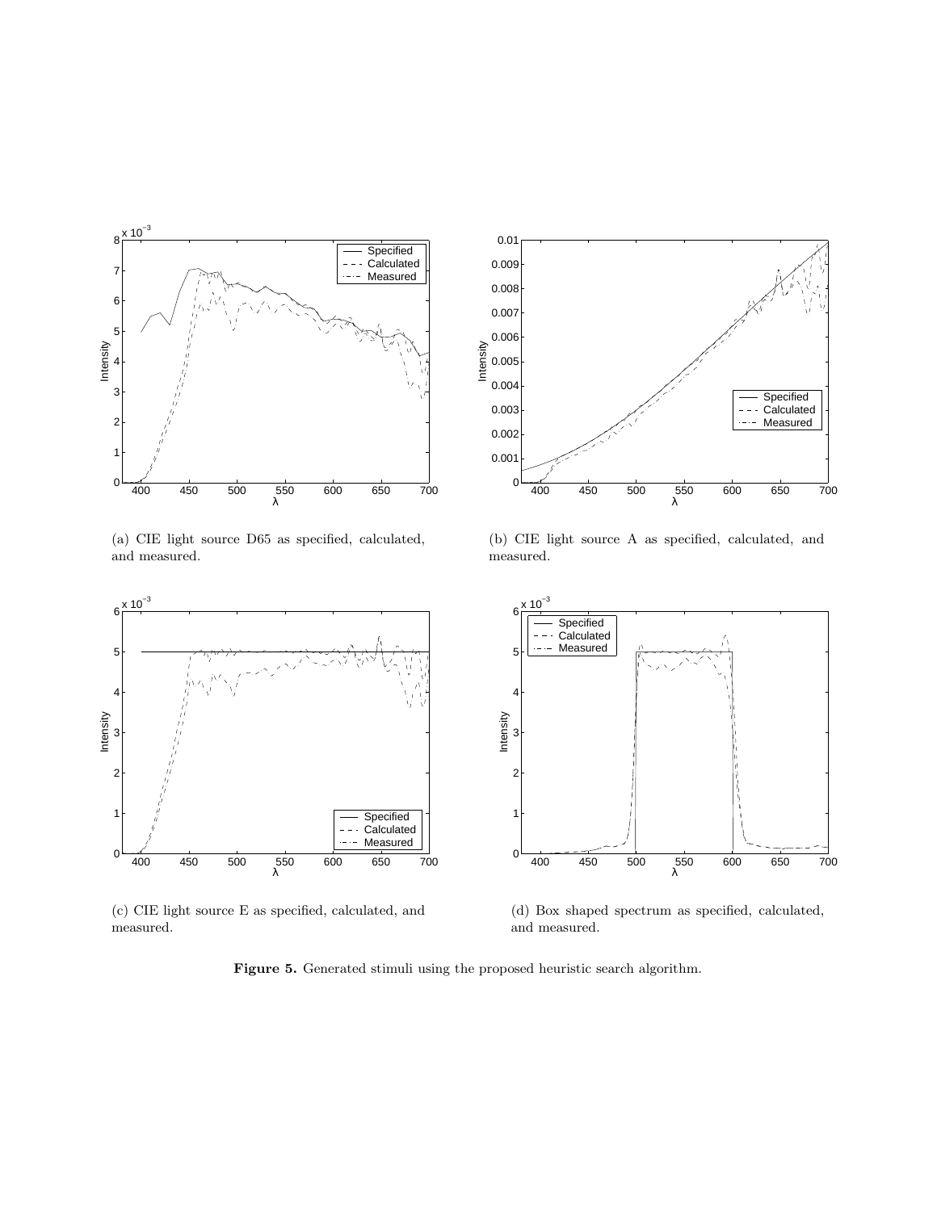(a) CIE light source D65 as specified, calculated, and measured.

(b) CIE light source A as specified, calculated, and measured.

(c) CIE light source E as specified, calculated, and measured.

(d) Box shaped spectrum as specified, calculated, and measured.

**Figure 5.** Generated stimuli using the proposed heuristic search algorithm.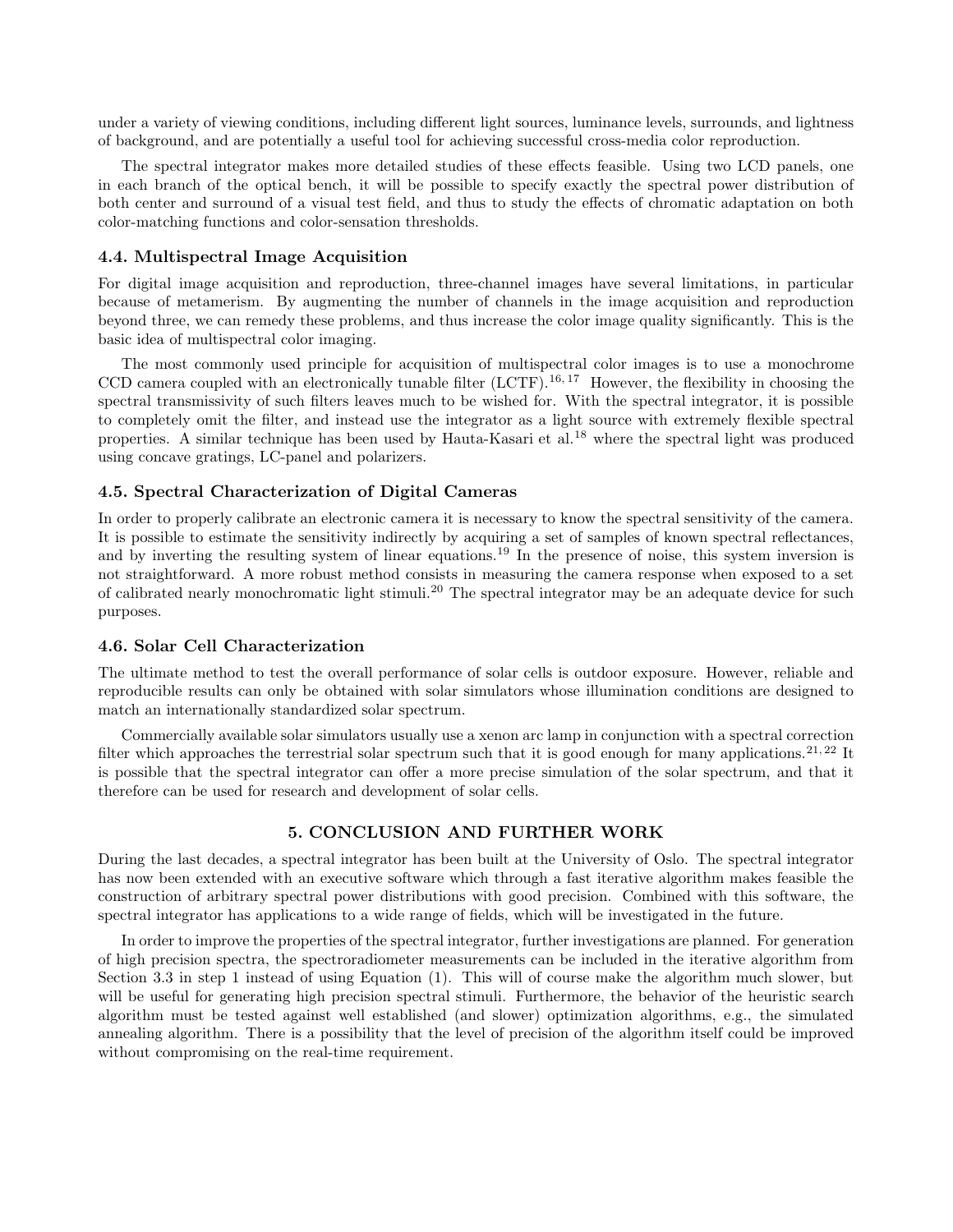under a variety of viewing conditions, including different light sources, luminance levels, surrounds, and lightness of background, and are potentially a useful tool for achieving successful cross-media color reproduction.

The spectral integrator makes more detailed studies of these effects feasible. Using two LCD panels, one in each branch of the optical bench, it will be possible to specify exactly the spectral power distribution of both center and surround of a visual test field, and thus to study the effects of chromatic adaptation on both color-matching functions and color-sensation thresholds.

### 4.4. Multispectral Image Acquisition

For digital image acquisition and reproduction, three-channel images have several limitations, in particular because of metamerism. By augmenting the number of channels in the image acquisition and reproduction beyond three, we can remedy these problems, and thus increase the color image quality significantly. This is the basic idea of multispectral color imaging.

The most commonly used principle for acquisition of multispectral color images is to use a monochrome CCD camera coupled with an electronically tunable filter (LCTF).[16, 17] However, the flexibility in choosing the spectral transmissivity of such filters leaves much to be wished for. With the spectral integrator, it is possible to completely omit the filter, and instead use the integrator as a light source with extremely flexible spectral properties. A similar technique has been used by Hauta-Kasari et al.[18] where the spectral light was produced using concave gratings, LC-panel and polarizers.

### 4.5. Spectral Characterization of Digital Cameras

In order to properly calibrate an electronic camera it is necessary to know the spectral sensitivity of the camera. It is possible to estimate the sensitivity indirectly by acquiring a set of samples of known spectral reflectances, and by inverting the resulting system of linear equations.[19] In the presence of noise, this system inversion is not straightforward. A more robust method consists in measuring the camera response when exposed to a set of calibrated nearly monochromatic light stimuli.[20] The spectral integrator may be an adequate device for such purposes.

### 4.6. Solar Cell Characterization

The ultimate method to test the overall performance of solar cells is outdoor exposure. However, reliable and reproducible results can only be obtained with solar simulators whose illumination conditions are designed to match an internationally standardized solar spectrum.

Commercially available solar simulators usually use a xenon arc lamp in conjunction with a spectral correction filter which approaches the terrestrial solar spectrum such that it is good enough for many applications.[21, 22] It is possible that the spectral integrator can offer a more precise simulation of the solar spectrum, and that it therefore can be used for research and development of solar cells.

## 5. CONCLUSION AND FURTHER WORK

During the last decades, a spectral integrator has been built at the University of Oslo. The spectral integrator has now been extended with an executive software which through a fast iterative algorithm makes feasible the construction of arbitrary spectral power distributions with good precision. Combined with this software, the spectral integrator has applications to a wide range of fields, which will be investigated in the future.

In order to improve the properties of the spectral integrator, further investigations are planned. For generation of high precision spectra, the spectroradiometer measurements can be included in the iterative algorithm from Section 3.3 in step 1 instead of using Equation (1). This will of course make the algorithm much slower, but will be useful for generating high precision spectral stimuli. Furthermore, the behavior of the heuristic search algorithm must be tested against well established (and slower) optimization algorithms, e.g., the simulated annealing algorithm. There is a possibility that the level of precision of the algorithm itself could be improved without compromising on the real-time requirement.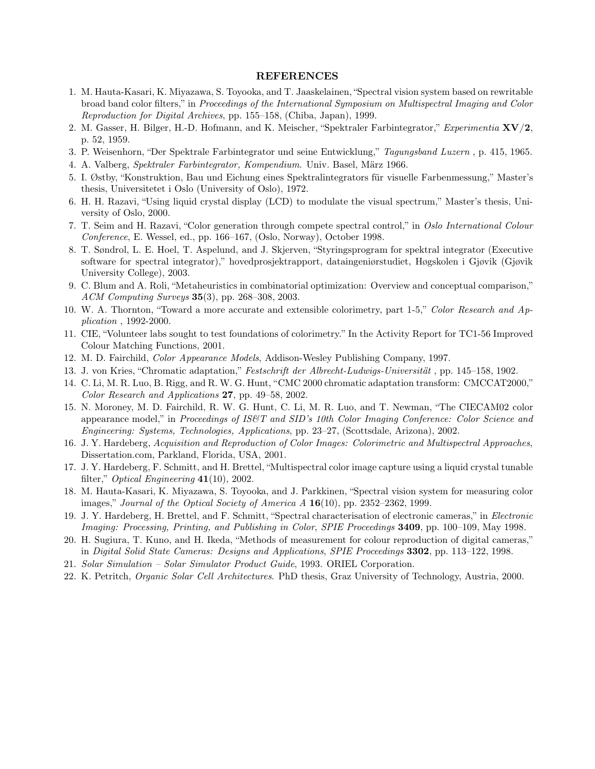## REFERENCES

1. M. Hauta-Kasari, K. Miyazawa, S. Toyooka, and T. Jaaskelainen, "Spectral vision system based on rewritable broad band color filters," in *Proceedings of the International Symposium on Multispectral Imaging and Color Reproduction for Digital Archives*, pp. 155–158, (Chiba, Japan), 1999.
2. M. Gasser, H. Bilger, H.-D. Hofmann, and K. Meischer, "Spektraler Farbintegrator," *Experimentia* **XV/2**, p. 52, 1959.
3. P. Weisenhorn, "Der Spektrale Farbintegrator und seine Entwicklung," *Tagungsband Luzern* , p. 415, 1965.
4. A. Valberg, *Spektraler Farbintegrator, Kompendium.* Univ. Basel, März 1966.
5. I. Østby, "Konstruktion, Bau und Eichung eines Spektralintegrators für visuelle Farbenmessung," Master's thesis, Universitetet i Oslo (University of Oslo), 1972.
6. H. H. Razavi, "Using liquid crystal display (LCD) to modulate the visual spectrum," Master's thesis, University of Oslo, 2000.
7. T. Seim and H. Razavi, "Color generation through compete spectral control," in *Oslo International Colour Conference*, E. Wessel, ed., pp. 166–167, (Oslo, Norway), October 1998.
8. T. Søndrol, L. E. Hoel, T. Aspelund, and J. Skjerven, "Styringsprogram for spektral integrator (Executive software for spectral integrator)," hovedprosjektrapport, dataingeniørstudiet, Høgskolen i Gjøvik (Gjøvik University College), 2003.
9. C. Blum and A. Roli, "Metaheuristics in combinatorial optimization: Overview and conceptual comparison," *ACM Computing Surveys* **35**(3), pp. 268–308, 2003.
10. W. A. Thornton, "Toward a more accurate and extensible colorimetry, part 1-5," *Color Research and Application* , 1992-2000.
11. CIE, "Volunteer labs sought to test foundations of colorimetry." In the Activity Report for TC1-56 Improved Colour Matching Functions, 2001.
12. M. D. Fairchild, *Color Appearance Models*, Addison-Wesley Publishing Company, 1997.
13. J. von Kries, "Chromatic adaptation," *Festschrift der Albrecht-Ludwigs-Universität* , pp. 145–158, 1902.
14. C. Li, M. R. Luo, B. Rigg, and R. W. G. Hunt, "CMC 2000 chromatic adaptation transform: CMCCAT2000," *Color Research and Applications* **27**, pp. 49–58, 2002.
15. N. Moroney, M. D. Fairchild, R. W. G. Hunt, C. Li, M. R. Luo, and T. Newman, "The CIECAM02 color appearance model," in *Proceedings of IS&T and SID's 10th Color Imaging Conference: Color Science and Engineering: Systems, Technologies, Applications*, pp. 23–27, (Scottsdale, Arizona), 2002.
16. J. Y. Hardeberg, *Acquisition and Reproduction of Color Images: Colorimetric and Multispectral Approaches*, Dissertation.com, Parkland, Florida, USA, 2001.
17. J. Y. Hardeberg, F. Schmitt, and H. Brettel, "Multispectral color image capture using a liquid crystal tunable filter," *Optical Engineering* **41**(10), 2002.
18. M. Hauta-Kasari, K. Miyazawa, S. Toyooka, and J. Parkkinen, "Spectral vision system for measuring color images," *Journal of the Optical Society of America A* **16**(10), pp. 2352–2362, 1999.
19. J. Y. Hardeberg, H. Brettel, and F. Schmitt, "Spectral characterisation of electronic cameras," in *Electronic Imaging: Processing, Printing, and Publishing in Color*, *SPIE Proceedings* **3409**, pp. 100–109, May 1998.
20. H. Sugiura, T. Kuno, and H. Ikeda, "Methods of measurement for colour reproduction of digital cameras," in *Digital Solid State Cameras: Designs and Applications*, *SPIE Proceedings* **3302**, pp. 113–122, 1998.
21. *Solar Simulation – Solar Simulator Product Guide*, 1993. ORIEL Corporation.
22. K. Petritch, *Organic Solar Cell Architectures.* PhD thesis, Graz University of Technology, Austria, 2000.